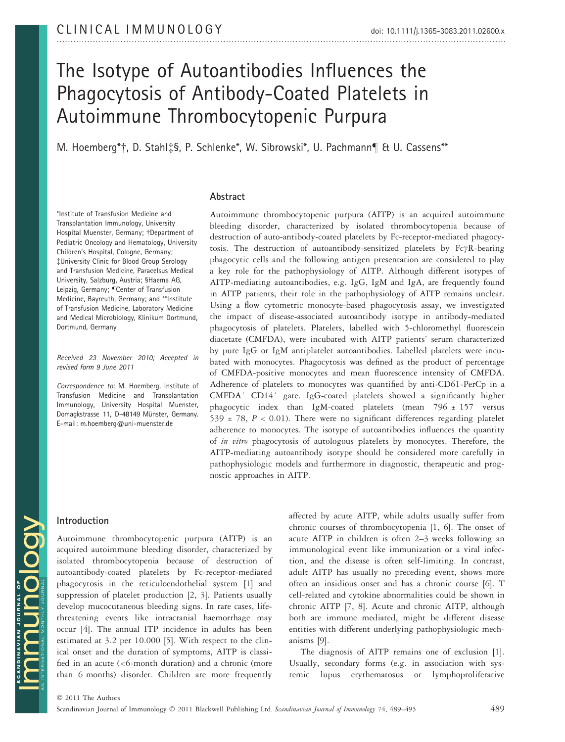CLINICAL IMMUNOLOGY

doi: 10.1111/j.1365-3083.2011.02600.x

# The Isotype of Autoantibodies Influences the Phagocytosis of Antibody-Coated Platelets in Autoimmune Thrombocytopenic Purpura

M. Hoemberg*†, D. Stahl‡§, P. Schlenke*, W. Sibrowski*, U. Pachmann¶ & U. Cassens**

*Institute of Transfusion Medicine and Transplantation Immunology, University Hospital Muenster, Germany; †Department of Pediatric Oncology and Hematology, University Children's Hospital, Cologne, Germany; ‡University Clinic for Blood Group Serology and Transfusion Medicine, Paracelsus Medical University, Salzburg, Austria; §Haema AG, Leipzig, Germany; ¶Center of Transfusion Medicine, Bayreuth, Germany; and **Institute of Transfusion Medicine, Laboratory Medicine and Medical Microbiology, Klinikum Dortmund, Dortmund, Germany

*Received 23 November 2010; Accepted in revised form 9 June 2011*

*Correspondence to*: M. Hoemberg, Institute of Transfusion Medicine and Transplantation Immunology, University Hospital Muenster, Domagkstrasse 11, D-48149 Münster, Germany. E-mail: m.hoemberg@uni-muenster.de

## Abstract

Autoimmune thrombocytopenic purpura (AITP) is an acquired autoimmune bleeding disorder, characterized by isolated thrombocytopenia because of destruction of auto-antibody-coated platelets by Fc-receptor-mediated phagocytosis. The destruction of autoantibody-sensitized platelets by Fc$\gamma$R-bearing phagocytic cells and the following antigen presentation are considered to play a key role for the pathophysiology of AITP. Although different isotypes of AITP-mediating autoantibodies, e.g. IgG, IgM and IgA, are frequently found in AITP patients, their role in the pathophysiology of AITP remains unclear. Using a flow cytometric monocyte-based phagocytosis assay, we investigated the impact of disease-associated autoantibody isotype in antibody-mediated phagocytosis of platelets. Platelets, labelled with 5-chloromethyl fluorescein diacetate (CMFDA), were incubated with AITP patients' serum characterized by pure IgG or IgM antiplatelet autoantibodies. Labelled platelets were incubated with monocytes. Phagocytosis was defined as the product of percentage of CMFDA-positive monocytes and mean fluorescence intensity of CMFDA. Adherence of platelets to monocytes was quantified by anti-CD61-PerCp in a CMFDA$^+$ CD14$^+$ gate. IgG-coated platelets showed a significantly higher phagocytic index than IgM-coated platelets (mean 796 ± 157 versus 539 ± 78, $P < 0.01$). There were no significant differences regarding platelet adherence to monocytes. The isotype of autoantibodies influences the quantity of *in vitro* phagocytosis of autologous platelets by monocytes. Therefore, the AITP-mediating autoantibody isotype should be considered more carefully in pathophysiologic models and furthermore in diagnostic, therapeutic and prognostic approaches in AITP.

## Introduction

Autoimmune thrombocytopenic purpura (AITP) is an acquired autoimmune bleeding disorder, characterized by isolated thrombocytopenia because of destruction of autoantibody-coated platelets by Fc-receptor-mediated phagocytosis in the reticuloendothelial system [1] and suppression of platelet production [2, 3]. Patients usually develop mucocutaneous bleeding signs. In rare cases, life-threatening events like intracranial haemorrhage may occur [4]. The annual ITP incidence in adults has been estimated at 3.2 per 10.000 [5]. With respect to the clinical onset and the duration of symptoms, AITP is classified in an acute (<6-month duration) and a chronic (more than 6 months) disorder. Children are more frequently affected by acute AITP, while adults usually suffer from chronic courses of thrombocytopenia [1, 6]. The onset of acute AITP in children is often 2–3 weeks following an immunological event like immunization or a viral infection, and the disease is often self-limiting. In contrast, adult AITP has usually no preceding event, shows more often an insidious onset and has a chronic course [6]. T cell-related and cytokine abnormalities could be shown in chronic AITP [7, 8]. Acute and chronic AITP, although both are immune mediated, might be different disease entities with different underlying pathophysiologic mechanisms [9].

The diagnosis of AITP remains one of exclusion [1]. Usually, secondary forms (e.g. in association with systemic lupus erythematosus or lymphoproliferative

© 2011 The Authors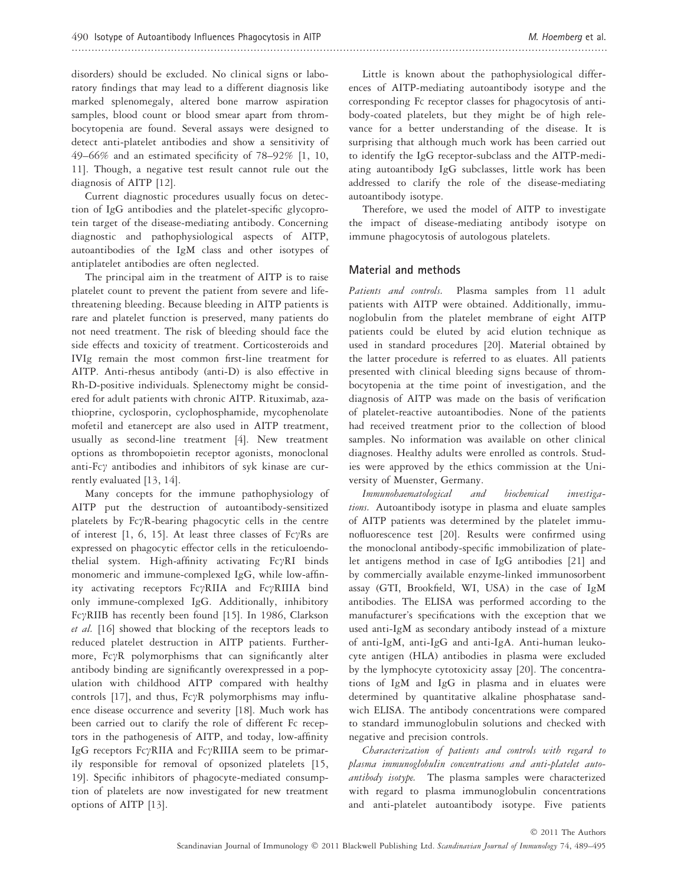disorders) should be excluded. No clinical signs or laboratory findings that may lead to a different diagnosis like marked splenomegaly, altered bone marrow aspiration samples, blood count or blood smear apart from thrombocytopenia are found. Several assays were designed to detect anti-platelet antibodies and show a sensitivity of 49–66% and an estimated specificity of 78–92% [1, 10, 11]. Though, a negative test result cannot rule out the diagnosis of AITP [12].

Current diagnostic procedures usually focus on detection of IgG antibodies and the platelet-specific glycoprotein target of the disease-mediating antibody. Concerning diagnostic and pathophysiological aspects of AITP, autoantibodies of the IgM class and other isotypes of antiplatelet antibodies are often neglected.

The principal aim in the treatment of AITP is to raise platelet count to prevent the patient from severe and life-threatening bleeding. Because bleeding in AITP patients is rare and platelet function is preserved, many patients do not need treatment. The risk of bleeding should face the side effects and toxicity of treatment. Corticosteroids and IVIg remain the most common first-line treatment for AITP. Anti-rhesus antibody (anti-D) is also effective in Rh-D-positive individuals. Splenectomy might be considered for adult patients with chronic AITP. Rituximab, azathioprine, cyclosporin, cyclophosphamide, mycophenolate mofetil and etanercept are also used in AITP treatment, usually as second-line treatment [4]. New treatment options as thrombopoietin receptor agonists, monoclonal anti-Fcγ antibodies and inhibitors of syk kinase are currently evaluated [13, 14].

Many concepts for the immune pathophysiology of AITP put the destruction of autoantibody-sensitized platelets by FcγR-bearing phagocytic cells in the centre of interest [1, 6, 15]. At least three classes of FcγRs are expressed on phagocytic effector cells in the reticuloendothelial system. High-affinity activating FcγRI binds monomeric and immune-complexed IgG, while low-affinity activating receptors FcγRIIA and FcγRIIIA bind only immune-complexed IgG. Additionally, inhibitory FcγRIIB has recently been found [15]. In 1986, Clarkson *et al.* [16] showed that blocking of the receptors leads to reduced platelet destruction in AITP patients. Furthermore, FcγR polymorphisms that can significantly alter antibody binding are significantly overexpressed in a population with childhood AITP compared with healthy controls [17], and thus, FcγR polymorphisms may influence disease occurrence and severity [18]. Much work has been carried out to clarify the role of different Fc receptors in the pathogenesis of AITP, and today, low-affinity IgG receptors FcγRIIA and FcγRIIIA seem to be primarily responsible for removal of opsonized platelets [15, 19]. Specific inhibitors of phagocyte-mediated consumption of platelets are now investigated for new treatment options of AITP [13].

Little is known about the pathophysiological differences of AITP-mediating autoantibody isotype and the corresponding Fc receptor classes for phagocytosis of antibody-coated platelets, but they might be of high relevance for a better understanding of the disease. It is surprising that although much work has been carried out to identify the IgG receptor-subclass and the AITP-mediating autoantibody IgG subclasses, little work has been addressed to clarify the role of the disease-mediating autoantibody isotype.

Therefore, we used the model of AITP to investigate the impact of disease-mediating antibody isotype on immune phagocytosis of autologous platelets.

## Material and methods

*Patients and controls.* Plasma samples from 11 adult patients with AITP were obtained. Additionally, immunoglobulin from the platelet membrane of eight AITP patients could be eluted by acid elution technique as used in standard procedures [20]. Material obtained by the latter procedure is referred to as eluates. All patients presented with clinical bleeding signs because of thrombocytopenia at the time point of investigation, and the diagnosis of AITP was made on the basis of verification of platelet-reactive autoantibodies. None of the patients had received treatment prior to the collection of blood samples. No information was available on other clinical diagnoses. Healthy adults were enrolled as controls. Studies were approved by the ethics commission at the University of Muenster, Germany.

*Immunohaematological and biochemical investigations.* Autoantibody isotype in plasma and eluate samples of AITP patients was determined by the platelet immunofluorescence test [20]. Results were confirmed using the monoclonal antibody-specific immobilization of platelet antigens method in case of IgG antibodies [21] and by commercially available enzyme-linked immunosorbent assay (GTI, Brookfield, WI, USA) in the case of IgM antibodies. The ELISA was performed according to the manufacturer's specifications with the exception that we used anti-IgM as secondary antibody instead of a mixture of anti-IgM, anti-IgG and anti-IgA. Anti-human leukocyte antigen (HLA) antibodies in plasma were excluded by the lymphocyte cytotoxicity assay [20]. The concentrations of IgM and IgG in plasma and in eluates were determined by quantitative alkaline phosphatase sandwich ELISA. The antibody concentrations were compared to standard immunoglobulin solutions and checked with negative and precision controls.

*Characterization of patients and controls with regard to plasma immunoglobulin concentrations and anti-platelet autoantibody isotype.* The plasma samples were characterized with regard to plasma immunoglobulin concentrations and anti-platelet autoantibody isotype. Five patients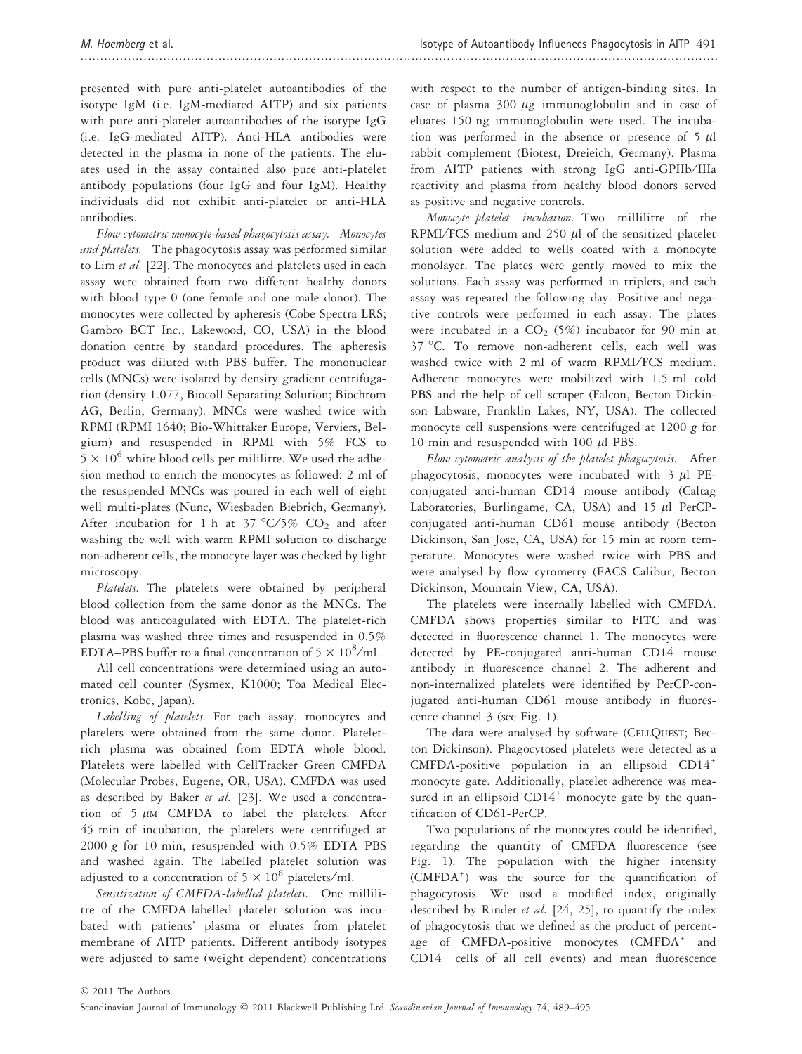presented with pure anti-platelet autoantibodies of the isotype IgM (i.e. IgM-mediated AITP) and six patients with pure anti-platelet autoantibodies of the isotype IgG (i.e. IgG-mediated AITP). Anti-HLA antibodies were detected in the plasma in none of the patients. The eluates used in the assay contained also pure anti-platelet antibody populations (four IgG and four IgM). Healthy individuals did not exhibit anti-platelet or anti-HLA antibodies.

*Flow cytometric monocyte-based phagocytosis assay. Monocytes and platelets.* The phagocytosis assay was performed similar to Lim *et al.* [22]. The monocytes and platelets used in each assay were obtained from two different healthy donors with blood type 0 (one female and one male donor). The monocytes were collected by apheresis (Cobe Spectra LRS; Gambro BCT Inc., Lakewood, CO, USA) in the blood donation centre by standard procedures. The apheresis product was diluted with PBS buffer. The mononuclear cells (MNCs) were isolated by density gradient centrifugation (density 1.077, Biocoll Separating Solution; Biochrom AG, Berlin, Germany). MNCs were washed twice with RPMI (RPMI 1640; Bio-Whittaker Europe, Verviers, Belgium) and resuspended in RPMI with 5% FCS to $5 \times 10^6$ white blood cells per mililitre. We used the adhesion method to enrich the monocytes as followed: 2 ml of the resuspended MNCs was poured in each well of eight well multi-plates (Nunc, Wiesbaden Biebrich, Germany). After incubation for 1 h at 37 °C/5% $CO_2$ and after washing the well with warm RPMI solution to discharge non-adherent cells, the monocyte layer was checked by light microscopy.

*Platelets.* The platelets were obtained by peripheral blood collection from the same donor as the MNCs. The blood was anticoagulated with EDTA. The platelet-rich plasma was washed three times and resuspended in 0.5% EDTA–PBS buffer to a final concentration of $5 \times 10^8$/ml.

All cell concentrations were determined using an automated cell counter (Sysmex, K1000; Toa Medical Electronics, Kobe, Japan).

*Labelling of platelets.* For each assay, monocytes and platelets were obtained from the same donor. Platelet-rich plasma was obtained from EDTA whole blood. Platelets were labelled with CellTracker Green CMFDA (Molecular Probes, Eugene, OR, USA). CMFDA was used as described by Baker *et al.* [23]. We used a concentration of 5 $\mu$M CMFDA to label the platelets. After 45 min of incubation, the platelets were centrifuged at 2000 *g* for 10 min, resuspended with 0.5% EDTA–PBS and washed again. The labelled platelet solution was adjusted to a concentration of $5 \times 10^8$ platelets/ml.

*Sensitization of CMFDA-labelled platelets.* One millilitre of the CMFDA-labelled platelet solution was incubated with patients' plasma or eluates from platelet membrane of AITP patients. Different antibody isotypes were adjusted to same (weight dependent) concentrations with respect to the number of antigen-binding sites. In case of plasma 300 $\mu$g immunoglobulin and in case of eluates 150 ng immunoglobulin were used. The incubation was performed in the absence or presence of 5 $\mu$l rabbit complement (Biotest, Dreieich, Germany). Plasma from AITP patients with strong IgG anti-GPIIb/IIIa reactivity and plasma from healthy blood donors served as positive and negative controls.

*Monocyte–platelet incubation.* Two millilitre of the RPMI/FCS medium and 250 $\mu$l of the sensitized platelet solution were added to wells coated with a monocyte monolayer. The plates were gently moved to mix the solutions. Each assay was performed in triplets, and each assay was repeated the following day. Positive and negative controls were performed in each assay. The plates were incubated in a $CO_2$ (5%) incubator for 90 min at 37 °C. To remove non-adherent cells, each well was washed twice with 2 ml of warm RPMI/FCS medium. Adherent monocytes were mobilized with 1.5 ml cold PBS and the help of cell scraper (Falcon, Becton Dickinson Labware, Franklin Lakes, NY, USA). The collected monocyte cell suspensions were centrifuged at 1200 *g* for 10 min and resuspended with 100 $\mu$l PBS.

*Flow cytometric analysis of the platelet phagocytosis.* After phagocytosis, monocytes were incubated with 3 $\mu$l PE-conjugated anti-human CD14 mouse antibody (Caltag Laboratories, Burlingame, CA, USA) and 15 $\mu$l PerCP-conjugated anti-human CD61 mouse antibody (Becton Dickinson, San Jose, CA, USA) for 15 min at room temperature. Monocytes were washed twice with PBS and were analysed by flow cytometry (FACS Calibur; Becton Dickinson, Mountain View, CA, USA).

The platelets were internally labelled with CMFDA. CMFDA shows properties similar to FITC and was detected in fluorescence channel 1. The monocytes were detected by PE-conjugated anti-human CD14 mouse antibody in fluorescence channel 2. The adherent and non-internalized platelets were identified by PerCP-conjugated anti-human CD61 mouse antibody in fluorescence channel 3 (see Fig. 1).

The data were analysed by software (CellQuest; Becton Dickinson). Phagocytosed platelets were detected as a CMFDA-positive population in an ellipsoid $CD14^+$ monocyte gate. Additionally, platelet adherence was measured in an ellipsoid $CD14^+$ monocyte gate by the quantification of CD61-PerCP.

Two populations of the monocytes could be identified, regarding the quantity of CMFDA fluorescence (see Fig. 1). The population with the higher intensity ($CMFDA^+$) was the source for the quantification of phagocytosis. We used a modified index, originally described by Rinder *et al.* [24, 25], to quantify the index of phagocytosis that we defined as the product of percentage of CMFDA-positive monocytes ($CMFDA^+$ and $CD14^+$ cells of all cell events) and mean fluorescence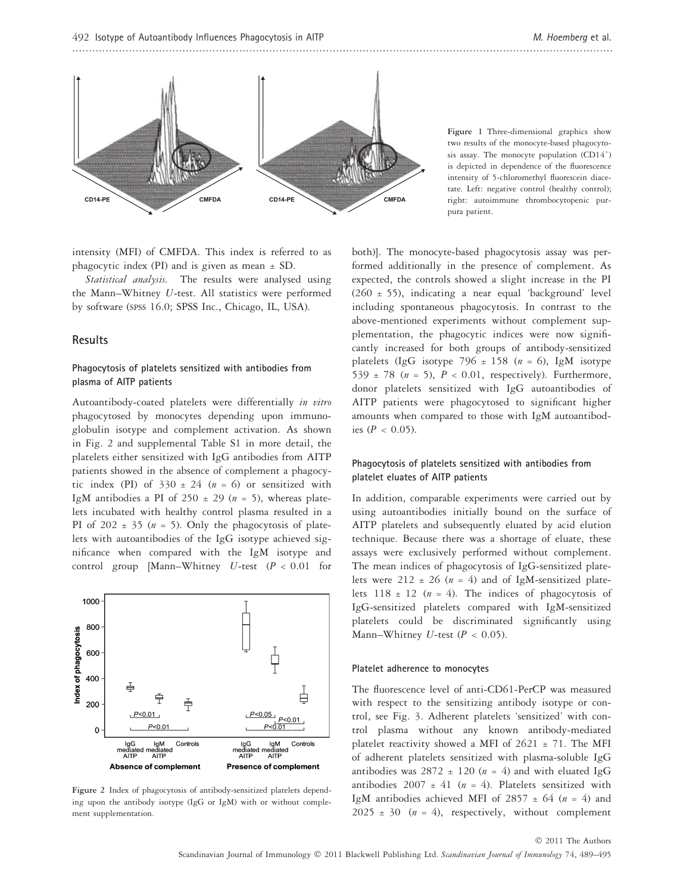Figure 1 Three-dimensional graphics show two results of the monocyte-based phagocytosis assay. The monocyte population ($CD14^+$) is depicted in dependence of the fluorescence intensity of 5-chloromethyl fluorescein diacetate. Left: negative control (healthy control); right: autoimmune thrombocytopenic purpura patient.

intensity (MFI) of CMFDA. This index is referred to as phagocytic index (PI) and is given as mean ± SD.

*Statistical analysis.* The results were analysed using the Mann–Whitney *U*-test. All statistics were performed by software (SPSS 16.0; SPSS Inc., Chicago, IL, USA).

## Results

### Phagocytosis of platelets sensitized with antibodies from plasma of AITP patients

Autoantibody-coated platelets were differentially *in vitro* phagocytosed by monocytes depending upon immunoglobulin isotype and complement activation. As shown in Fig. 2 and supplemental Table S1 in more detail, the platelets either sensitized with IgG antibodies from AITP patients showed in the absence of complement a phagocytic index (PI) of 330 ± 24 ($n = 6$) or sensitized with IgM antibodies a PI of 250 ± 29 ($n = 5$), whereas platelets incubated with healthy control plasma resulted in a PI of 202 ± 35 ($n = 5$). Only the phagocytosis of platelets with autoantibodies of the IgG isotype achieved significance when compared with the IgM isotype and control group [Mann–Whitney *U*-test ($P < 0.01$ for both)]. The monocyte-based phagocytosis assay was performed additionally in the presence of complement. As expected, the controls showed a slight increase in the PI (260 ± 55), indicating a near equal 'background' level including spontaneous phagocytosis. In contrast to the above-mentioned experiments without complement supplementation, the phagocytic indices were now significantly increased for both groups of antibody-sensitized platelets (IgG isotype 796 ± 158 ($n = 6$), IgM isotype 539 ± 78 ($n = 5$), $P < 0.01$, respectively). Furthermore, donor platelets sensitized with IgG autoantibodies of AITP patients were phagocytosed to significant higher amounts when compared to those with IgM autoantibodies ($P < 0.05$).

Figure 2 Index of phagocytosis of antibody-sensitized platelets depending upon the antibody isotype (IgG or IgM) with or without complement supplementation.

### Phagocytosis of platelets sensitized with antibodies from platelet eluates of AITP patients

In addition, comparable experiments were carried out by using autoantibodies initially bound on the surface of AITP platelets and subsequently eluated by acid elution technique. Because there was a shortage of eluate, these assays were exclusively performed without complement. The mean indices of phagocytosis of IgG-sensitized platelets were 212 ± 26 ($n = 4$) and of IgM-sensitized platelets 118 ± 12 ($n = 4$). The indices of phagocytosis of IgG-sensitized platelets compared with IgM-sensitized platelets could be discriminated significantly using Mann–Whitney *U*-test ($P < 0.05$).

### Platelet adherence to monocytes

The fluorescence level of anti-CD61-PerCP was measured with respect to the sensitizing antibody isotype or control, see Fig. 3. Adherent platelets 'sensitized' with control plasma without any known antibody-mediated platelet reactivity showed a MFI of 2621 ± 71. The MFI of adherent platelets sensitized with plasma-soluble IgG antibodies was 2872 ± 120 ($n = 4$) and with eluated IgG antibodies 2007 ± 41 ($n = 4$). Platelets sensitized with IgM antibodies achieved MFI of 2857 ± 64 ($n = 4$) and 2025 ± 30 ($n = 4$), respectively, without complement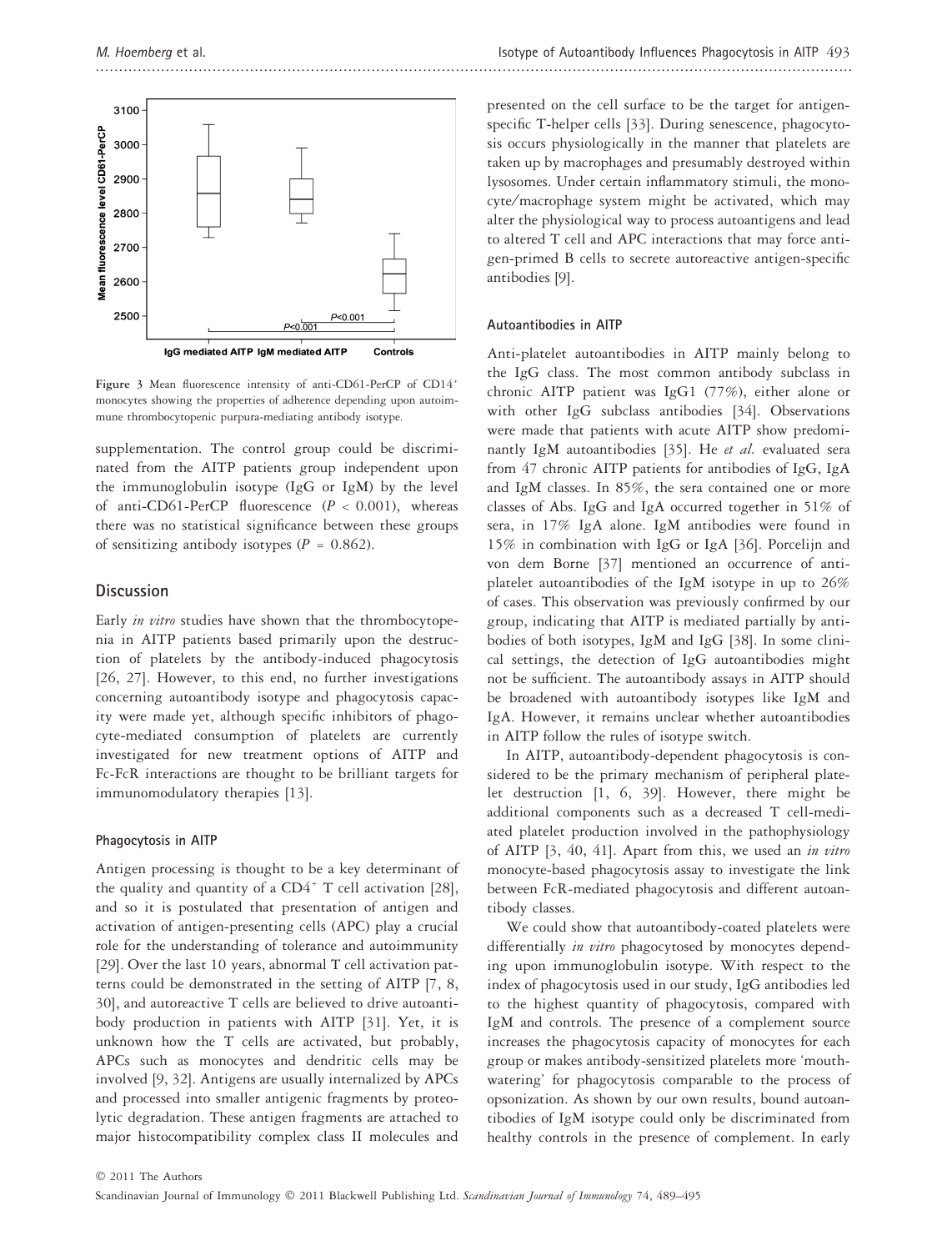Figure 3 Mean fluorescence intensity of anti-CD61-PerCP of $CD14^+$ monocytes showing the properties of adherence depending upon autoimmune thrombocytopenic purpura-mediating antibody isotype.

supplementation. The control group could be discriminated from the AITP patients group independent upon the immunoglobulin isotype (IgG or IgM) by the level of anti-CD61-PerCP fluorescence ($P < 0.001$), whereas there was no statistical significance between these groups of sensitizing antibody isotypes ($P = 0.862$).

## Discussion

Early *in vitro* studies have shown that the thrombocytopenia in AITP patients based primarily upon the destruction of platelets by the antibody-induced phagocytosis [26, 27]. However, to this end, no further investigations concerning autoantibody isotype and phagocytosis capacity were made yet, although specific inhibitors of phagocyte-mediated consumption of platelets are currently investigated for new treatment options of AITP and Fc-FcR interactions are thought to be brilliant targets for immunomodulatory therapies [13].

### Phagocytosis in AITP

Antigen processing is thought to be a key determinant of the quality and quantity of a $CD4^+$ T cell activation [28], and so it is postulated that presentation of antigen and activation of antigen-presenting cells (APC) play a crucial role for the understanding of tolerance and autoimmunity [29]. Over the last 10 years, abnormal T cell activation patterns could be demonstrated in the setting of AITP [7, 8, 30], and autoreactive T cells are believed to drive autoantibody production in patients with AITP [31]. Yet, it is unknown how the T cells are activated, but probably, APCs such as monocytes and dendritic cells may be involved [9, 32]. Antigens are usually internalized by APCs and processed into smaller antigenic fragments by proteolytic degradation. These antigen fragments are attached to major histocompatibility complex class II molecules and presented on the cell surface to be the target for antigen-specific T-helper cells [33]. During senescence, phagocytosis occurs physiologically in the manner that platelets are taken up by macrophages and presumably destroyed within lysosomes. Under certain inflammatory stimuli, the monocyte/macrophage system might be activated, which may alter the physiological way to process autoantigens and lead to altered T cell and APC interactions that may force antigen-primed B cells to secrete autoreactive antigen-specific antibodies [9].

### Autoantibodies in AITP

Anti-platelet autoantibodies in AITP mainly belong to the IgG class. The most common antibody subclass in chronic AITP patient was IgG1 (77%), either alone or with other IgG subclass antibodies [34]. Observations were made that patients with acute AITP show predominantly IgM autoantibodies [35]. He *et al.* evaluated sera from 47 chronic AITP patients for antibodies of IgG, IgA and IgM classes. In 85%, the sera contained one or more classes of Abs. IgG and IgA occurred together in 51% of sera, in 17% IgA alone. IgM antibodies were found in 15% in combination with IgG or IgA [36]. Porcelijn and von dem Borne [37] mentioned an occurrence of anti-platelet autoantibodies of the IgM isotype in up to 26% of cases. This observation was previously confirmed by our group, indicating that AITP is mediated partially by antibodies of both isotypes, IgM and IgG [38]. In some clinical settings, the detection of IgG autoantibodies might not be sufficient. The autoantibody assays in AITP should be broadened with autoantibody isotypes like IgM and IgA. However, it remains unclear whether autoantibodies in AITP follow the rules of isotype switch.

In AITP, autoantibody-dependent phagocytosis is considered to be the primary mechanism of peripheral platelet destruction [1, 6, 39]. However, there might be additional components such as a decreased T cell-mediated platelet production involved in the pathophysiology of AITP [3, 40, 41]. Apart from this, we used an *in vitro* monocyte-based phagocytosis assay to investigate the link between FcR-mediated phagocytosis and different autoantibody classes.

We could show that autoantibody-coated platelets were differentially *in vitro* phagocytosed by monocytes depending upon immunoglobulin isotype. With respect to the index of phagocytosis used in our study, IgG antibodies led to the highest quantity of phagocytosis, compared with IgM and controls. The presence of a complement source increases the phagocytosis capacity of monocytes for each group or makes antibody-sensitized platelets more 'mouth-watering' for phagocytosis comparable to the process of opsonization. As shown by our own results, bound autoantibodies of IgM isotype could only be discriminated from healthy controls in the presence of complement. In early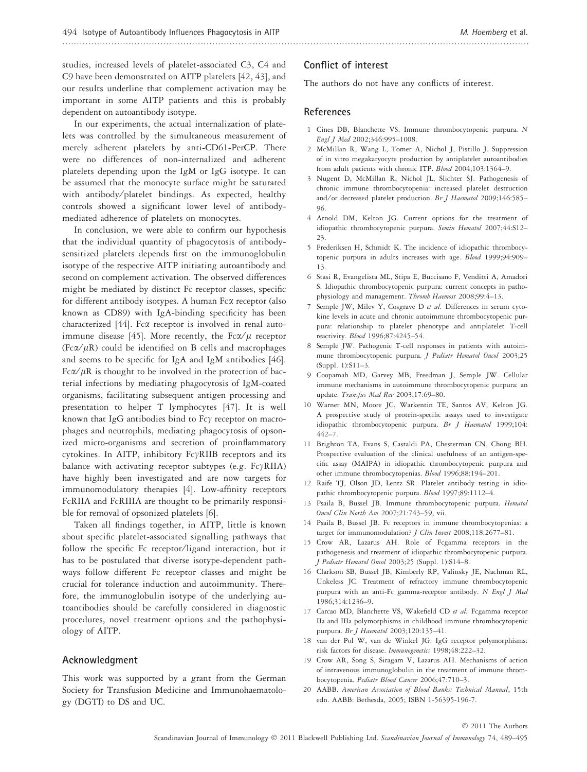studies, increased levels of platelet-associated C3, C4 and C9 have been demonstrated on AITP platelets [42, 43], and our results underline that complement activation may be important in some AITP patients and this is probably dependent on autoantibody isotype.

In our experiments, the actual internalization of platelets was controlled by the simultaneous measurement of merely adherent platelets by anti-CD61-PerCP. There were no differences of non-internalized and adherent platelets depending upon the IgM or IgG isotype. It can be assumed that the monocyte surface might be saturated with antibody/platelet bindings. As expected, healthy controls showed a significant lower level of antibody-mediated adherence of platelets on monocytes.

In conclusion, we were able to confirm our hypothesis that the individual quantity of phagocytosis of antibody-sensitized platelets depends first on the immunoglobulin isotype of the respective AITP initiating autoantibody and second on complement activation. The observed differences might be mediated by distinct Fc receptor classes, specific for different antibody isotypes. A human Fc$\alpha$ receptor (also known as CD89) with IgA-binding specificity has been characterized [44]. Fc$\alpha$ receptor is involved in renal autoimmune disease [45]. More recently, the Fc$\alpha/\mu$ receptor (Fc$\alpha/\mu$R) could be identified on B cells and macrophages and seems to be specific for IgA and IgM antibodies [46]. Fc$\alpha/\mu$R is thought to be involved in the protection of bacterial infections by mediating phagocytosis of IgM-coated organisms, facilitating subsequent antigen processing and presentation to helper T lymphocytes [47]. It is well known that IgG antibodies bind to Fc$\gamma$ receptor on macrophages and neutrophils, mediating phagocytosis of opsonized micro-organisms and secretion of proinflammatory cytokines. In AITP, inhibitory Fc$\gamma$RIIB receptors and its balance with activating receptor subtypes (e.g. Fc$\gamma$RIIA) have highly been investigated and are now targets for immunomodulatory therapies [4]. Low-affinity receptors FcRIIA and FcRIIIA are thought to be primarily responsible for removal of opsonized platelets [6].

Taken all findings together, in AITP, little is known about specific platelet-associated signalling pathways that follow the specific Fc receptor/ligand interaction, but it has to be postulated that diverse isotype-dependent pathways follow different Fc receptor classes and might be crucial for tolerance induction and autoimmunity. Therefore, the immunoglobulin isotype of the underlying autoantibodies should be carefully considered in diagnostic procedures, novel treatment options and the pathophysiology of AITP.

## Acknowledgment

This work was supported by a grant from the German Society for Transfusion Medicine and Immunohaematology (DGTI) to DS and UC.

## Conflict of interest

The authors do not have any conflicts of interest.

## References

1 Cines DB, Blanchette VS. Immune thrombocytopenic purpura. *N Engl J Med* 2002;346:995–1008.

2 McMillan R, Wang L, Tomer A, Nichol J, Pistillo J. Suppression of in vitro megakaryocyte production by antiplatelet autoantibodies from adult patients with chronic ITP. *Blood* 2004;103:1364–9.

3 Nugent D, McMillan R, Nichol JL, Slichter SJ. Pathogenesis of chronic immune thrombocytopenia: increased platelet destruction and/or decreased platelet production. *Br J Haematol* 2009;146:585–96.

4 Arnold DM, Kelton JG. Current options for the treatment of idiopathic thrombocytopenic purpura. *Semin Hematol* 2007;44:S12–23.

5 Frederiksen H, Schmidt K. The incidence of idiopathic thrombocytopenic purpura in adults increases with age. *Blood* 1999;94:909–13.

6 Stasi R, Evangelista ML, Stipa E, Buccisano F, Venditti A, Amadori S. Idiopathic thrombocytopenic purpura: current concepts in pathophysiology and management. *Thromb Haemost* 2008;99:4–13.

7 Semple JW, Milev Y, Cosgrave D *et al.* Differences in serum cytokine levels in acute and chronic autoimmune thrombocytopenic purpura: relationship to platelet phenotype and antiplatelet T-cell reactivity. *Blood* 1996;87:4245–54.

8 Semple JW. Pathogenic T-cell responses in patients with autoimmune thrombocytopenic purpura. *J Pediatr Hematol Oncol* 2003;25 (Suppl. 1):S11–3.

9 Coopamah MD, Garvey MB, Freedman J, Semple JW. Cellular immune mechanisms in autoimmune thrombocytopenic purpura: an update. *Transfus Med Rev* 2003;17:69–80.

10 Warner MN, Moore JC, Warkentin TE, Santos AV, Kelton JG. A prospective study of protein-specific assays used to investigate idiopathic thrombocytopenic purpura. *Br J Haematol* 1999;104:442–7.

11 Brighton TA, Evans S, Castaldi PA, Chesterman CN, Chong BH. Prospective evaluation of the clinical usefulness of an antigen-specific assay (MAIPA) in idiopathic thrombocytopenic purpura and other immune thrombocytopenias. *Blood* 1996;88:194–201.

12 Raife TJ, Olson JD, Lentz SR. Platelet antibody testing in idiopathic thrombocytopenic purpura. *Blood* 1997;89:1112–4.

13 Psaila B, Bussel JB. Immune thrombocytopenic purpura. *Hematol Oncol Clin North Am* 2007;21:743–59, vii.

14 Psaila B, Bussel JB. Fc receptors in immune thrombocytopenias: a target for immunomodulation? *J Clin Invest* 2008;118:2677–81.

15 Crow AR, Lazarus AH. Role of Fcgamma receptors in the pathogenesis and treatment of idiopathic thrombocytopenic purpura. *J Pediatr Hematol Oncol* 2003;25 (Suppl. 1):S14–8.

16 Clarkson SB, Bussel JB, Kimberly RP, Valinsky JE, Nachman RL, Unkeless JC. Treatment of refractory immune thrombocytopenic purpura with an anti-Fc gamma-receptor antibody. *N Engl J Med* 1986;314:1236–9.

17 Carcao MD, Blanchette VS, Wakefield CD *et al.* Fcgamma receptor IIa and IIIa polymorphisms in childhood immune thrombocytopenic purpura. *Br J Haematol* 2003;120:135–41.

18 van der Pol W, van de Winkel JG. IgG receptor polymorphisms: risk factors for disease. *Immunogenetics* 1998;48:222–32.

19 Crow AR, Song S, Siragam V, Lazarus AH. Mechanisms of action of intravenous immunoglobulin in the treatment of immune thrombocytopenia. *Pediatr Blood Cancer* 2006;47:710–3.

20 AABB. *American Association of Blood Banks: Technical Manual*, 15th edn. AABB: Bethesda, 2005; ISBN 1-56395-196-7.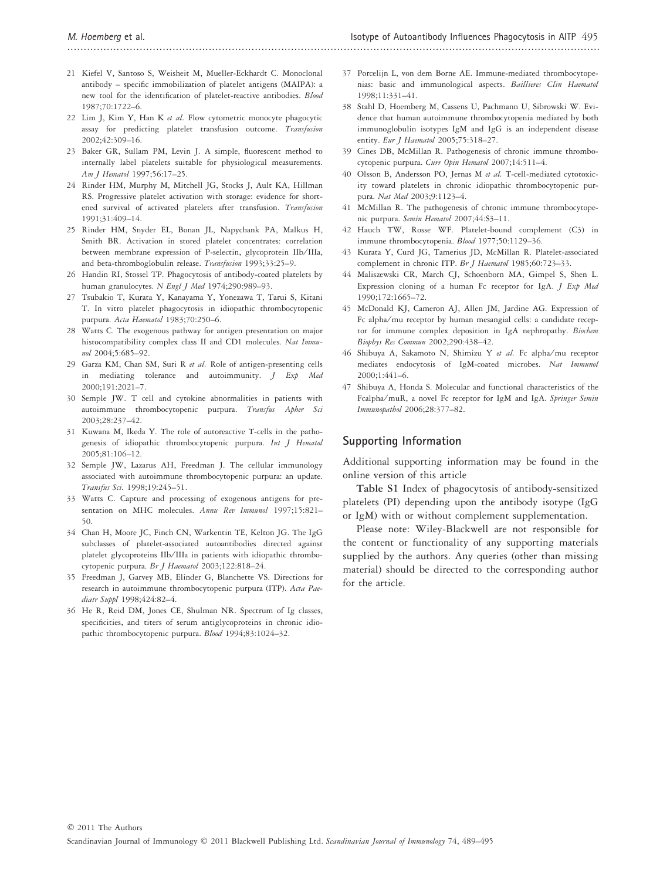21 Kiefel V, Santoso S, Weisheit M, Mueller-Eckhardt C. Monoclonal antibody – specific immobilization of platelet antigens (MAIPA): a new tool for the identification of platelet-reactive antibodies. *Blood* 1987;70:1722–6.

22 Lim J, Kim Y, Han K *et al.* Flow cytometric monocyte phagocytic assay for predicting platelet transfusion outcome. *Transfusion* 2002;42:309–16.

23 Baker GR, Sullam PM, Levin J. A simple, fluorescent method to internally label platelets suitable for physiological measurements. *Am J Hematol* 1997;56:17–25.

24 Rinder HM, Murphy M, Mitchell JG, Stocks J, Ault KA, Hillman RS. Progressive platelet activation with storage: evidence for shortened survival of activated platelets after transfusion. *Transfusion* 1991;31:409–14.

25 Rinder HM, Snyder EL, Bonan JL, Napychank PA, Malkus H, Smith BR. Activation in stored platelet concentrates: correlation between membrane expression of P-selectin, glycoprotein IIb/IIIa, and beta-thromboglobulin release. *Transfusion* 1993;33:25–9.

26 Handin RI, Stossel TP. Phagocytosis of antibody-coated platelets by human granulocytes. *N Engl J Med* 1974;290:989–93.

27 Tsubakio T, Kurata Y, Kanayama Y, Yonezawa T, Tarui S, Kitani T. In vitro platelet phagocytosis in idiopathic thrombocytopenic purpura. *Acta Haematol* 1983;70:250–6.

28 Watts C. The exogenous pathway for antigen presentation on major histocompatibility complex class II and CD1 molecules. *Nat Immunol* 2004;5:685–92.

29 Garza KM, Chan SM, Suri R *et al.* Role of antigen-presenting cells in mediating tolerance and autoimmunity. *J Exp Med* 2000;191:2021–7.

30 Semple JW. T cell and cytokine abnormalities in patients with autoimmune thrombocytopenic purpura. *Transfus Apher Sci* 2003;28:237–42.

31 Kuwana M, Ikeda Y. The role of autoreactive T-cells in the pathogenesis of idiopathic thrombocytopenic purpura. *Int J Hematol* 2005;81:106–12.

32 Semple JW, Lazarus AH, Freedman J. The cellular immunology associated with autoimmune thrombocytopenic purpura: an update. *Transfus Sci.* 1998;19:245–51.

33 Watts C. Capture and processing of exogenous antigens for presentation on MHC molecules. *Annu Rev Immunol* 1997;15:821–50.

34 Chan H, Moore JC, Finch CN, Warkentin TE, Kelton JG. The IgG subclasses of platelet-associated autoantibodies directed against platelet glycoproteins IIb/IIIa in patients with idiopathic thrombocytopenic purpura. *Br J Haematol* 2003;122:818–24.

35 Freedman J, Garvey MB, Elinder G, Blanchette VS. Directions for research in autoimmune thrombocytopenic purpura (ITP). *Acta Paediatr Suppl* 1998;424:82–4.

36 He R, Reid DM, Jones CE, Shulman NR. Spectrum of Ig classes, specificities, and titers of serum antiglycoproteins in chronic idiopathic thrombocytopenic purpura. *Blood* 1994;83:1024–32.

37 Porcelijn L, von dem Borne AE. Immune-mediated thrombocytopenias: basic and immunological aspects. *Baillieres Clin Haematol* 1998;11:331–41.

38 Stahl D, Hoemberg M, Cassens U, Pachmann U, Sibrowski W. Evidence that human autoimmune thrombocytopenia mediated by both immunoglobulin isotypes IgM and IgG is an independent disease entity. *Eur J Haematol* 2005;75:318–27.

39 Cines DB, McMillan R. Pathogenesis of chronic immune thrombocytopenic purpura. *Curr Opin Hematol* 2007;14:511–4.

40 Olsson B, Andersson PO, Jernas M *et al.* T-cell-mediated cytotoxicity toward platelets in chronic idiopathic thrombocytopenic purpura. *Nat Med* 2003;9:1123–4.

41 McMillan R. The pathogenesis of chronic immune thrombocytopenic purpura. *Semin Hematol* 2007;44:S3–11.

42 Hauch TW, Rosse WF. Platelet-bound complement (C3) in immune thrombocytopenia. *Blood* 1977;50:1129–36.

43 Kurata Y, Curd JG, Tamerius JD, McMillan R. Platelet-associated complement in chronic ITP. *Br J Haematol* 1985;60:723–33.

44 Maliszewski CR, March CJ, Schoenborn MA, Gimpel S, Shen L. Expression cloning of a human Fc receptor for IgA. *J Exp Med* 1990;172:1665–72.

45 McDonald KJ, Cameron AJ, Allen JM, Jardine AG. Expression of Fc alpha/mu receptor by human mesangial cells: a candidate receptor for immune complex deposition in IgA nephropathy. *Biochem Biophys Res Commun* 2002;290:438–42.

46 Shibuya A, Sakamoto N, Shimizu Y *et al.* Fc alpha/mu receptor mediates endocytosis of IgM-coated microbes. *Nat Immunol* 2000;1:441–6.

47 Shibuya A, Honda S. Molecular and functional characteristics of the Fcalpha/muR, a novel Fc receptor for IgM and IgA. *Springer Semin Immunopathol* 2006;28:377–82.

## Supporting Information

Additional supporting information may be found in the online version of this article

**Table S1** Index of phagocytosis of antibody-sensitized platelets (PI) depending upon the antibody isotype (IgG or IgM) with or without complement supplementation.

Please note: Wiley-Blackwell are not responsible for the content or functionality of any supporting materials supplied by the authors. Any queries (other than missing material) should be directed to the corresponding author for the article.